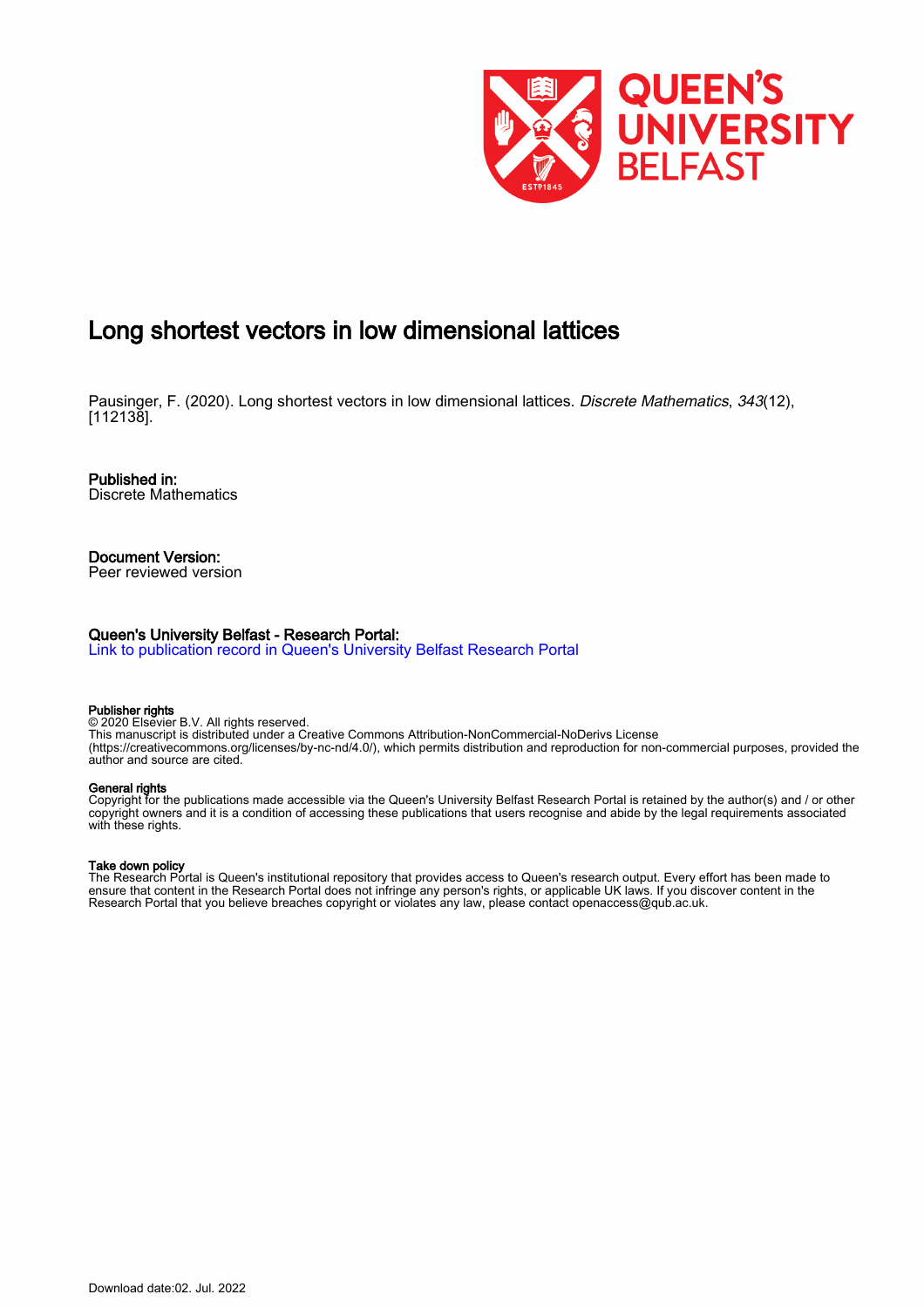# Long shortest vectors in low dimensional lattices

Pausinger, F. (2020). Long shortest vectors in low dimensional lattices. *Discrete Mathematics*, *343*(12), [112138].

**Published in:**
Discrete Mathematics

**Document Version:**
Peer reviewed version

**Queen's University Belfast - Research Portal:**
Link to publication record in Queen's University Belfast Research Portal

**Publisher rights**
© 2020 Elsevier B.V. All rights reserved.
This manuscript is distributed under a Creative Commons Attribution-NonCommercial-NoDerivs License (https://creativecommons.org/licenses/by-nc-nd/4.0/), which permits distribution and reproduction for non-commercial purposes, provided the author and source are cited.

**General rights**
Copyright for the publications made accessible via the Queen's University Belfast Research Portal is retained by the author(s) and / or other copyright owners and it is a condition of accessing these publications that users recognise and abide by the legal requirements associated with these rights.

**Take down policy**
The Research Portal is Queen's institutional repository that provides access to Queen's research output. Every effort has been made to ensure that content in the Research Portal does not infringe any person's rights, or applicable UK laws. If you discover content in the Research Portal that you believe breaches copyright or violates any law, please contact openaccess@qub.ac.uk.

Download date:02. Jul. 2022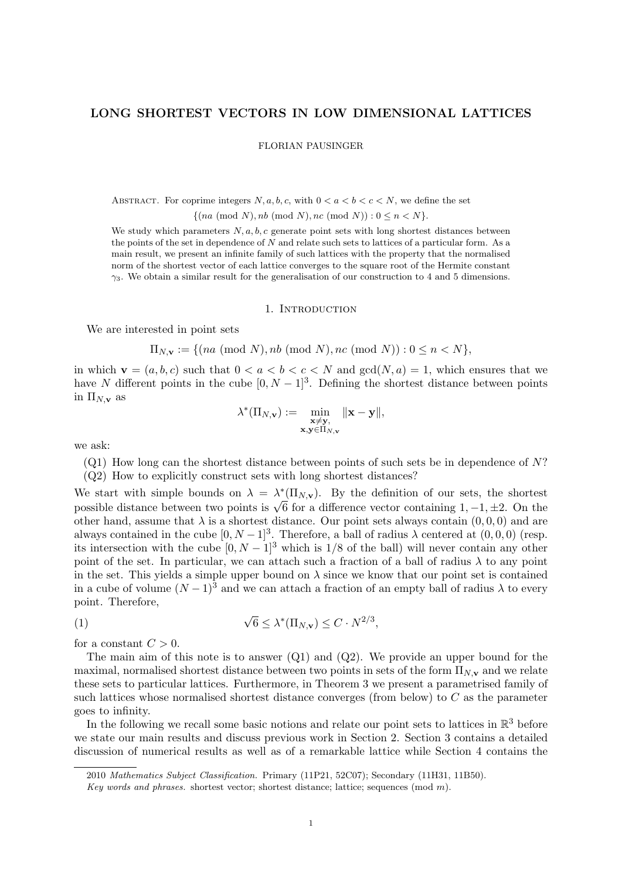# LONG SHORTEST VECTORS IN LOW DIMENSIONAL LATTICES

FLORIAN PAUSINGER

Abstract. For coprime integers $N, a, b, c$, with $0 < a < b < c < N$, we define the set

$$\{(na \pmod N), nb \pmod N), nc \pmod N)) : 0 \le n < N\}.$$

We study which parameters $N, a, b, c$ generate point sets with long shortest distances between the points of the set in dependence of $N$ and relate such sets to lattices of a particular form. As a main result, we present an infinite family of such lattices with the property that the normalised norm of the shortest vector of each lattice converges to the square root of the Hermite constant $\gamma_3$. We obtain a similar result for the generalisation of our construction to 4 and 5 dimensions.

## 1. Introduction

We are interested in point sets

$$\Pi_{N,\mathbf{v}} := \{(na \pmod N), nb \pmod N), nc \pmod N)) : 0 \le n < N\},$$

in which $\mathbf{v} = (a, b, c)$ such that $0 < a < b < c < N$ and $\gcd(N, a) = 1$, which ensures that we have $N$ different points in the cube $[0, N-1]^3$. Defining the shortest distance between points in $\Pi_{N,\mathbf{v}}$ as

$$\lambda^*(\Pi_{N,\mathbf{v}}) := \min_{\substack{\mathbf{x} \neq \mathbf{y}, \\ \mathbf{x}, \mathbf{y} \in \Pi_{N,\mathbf{v}}}} \|\mathbf{x} - \mathbf{y}\|,$$

we ask:

(Q1) How long can the shortest distance between points of such sets be in dependence of $N$?
(Q2) How to explicitly construct sets with long shortest distances?

We start with simple bounds on $\lambda = \lambda^*(\Pi_{N,\mathbf{v}})$. By the definition of our sets, the shortest possible distance between two points is $\sqrt{6}$ for a difference vector containing $1, -1, \pm 2$. On the other hand, assume that $\lambda$ is a shortest distance. Our point sets always contain $(0, 0, 0)$ and are always contained in the cube $[0, N-1]^3$. Therefore, a ball of radius $\lambda$ centered at $(0, 0, 0)$ (resp. its intersection with the cube $[0, N-1]^3$ which is $1/8$ of the ball) will never contain any other point of the set. In particular, we can attach such a fraction of a ball of radius $\lambda$ to any point in the set. This yields a simple upper bound on $\lambda$ since we know that our point set is contained in a cube of volume $(N-1)^3$ and we can attach a fraction of an empty ball of radius $\lambda$ to every point. Therefore,

$$\sqrt{6} \le \lambda^*(\Pi_{N,\mathbf{v}}) \le C \cdot N^{2/3}, \tag{1}$$

for a constant $C > 0$.

The main aim of this note is to answer (Q1) and (Q2). We provide an upper bound for the maximal, normalised shortest distance between two points in sets of the form $\Pi_{N,\mathbf{v}}$ and we relate these sets to particular lattices. Furthermore, in Theorem 3 we present a parametrised family of such lattices whose normalised shortest distance converges (from below) to $C$ as the parameter goes to infinity.

In the following we recall some basic notions and relate our point sets to lattices in $\mathbb{R}^3$ before we state our main results and discuss previous work in Section 2. Section 3 contains a detailed discussion of numerical results as well as of a remarkable lattice while Section 4 contains the

---

2010 *Mathematics Subject Classification.* Primary (11P21, 52C07); Secondary (11H31, 11B50).

*Key words and phrases.* shortest vector; shortest distance; lattice; sequences (mod $m$).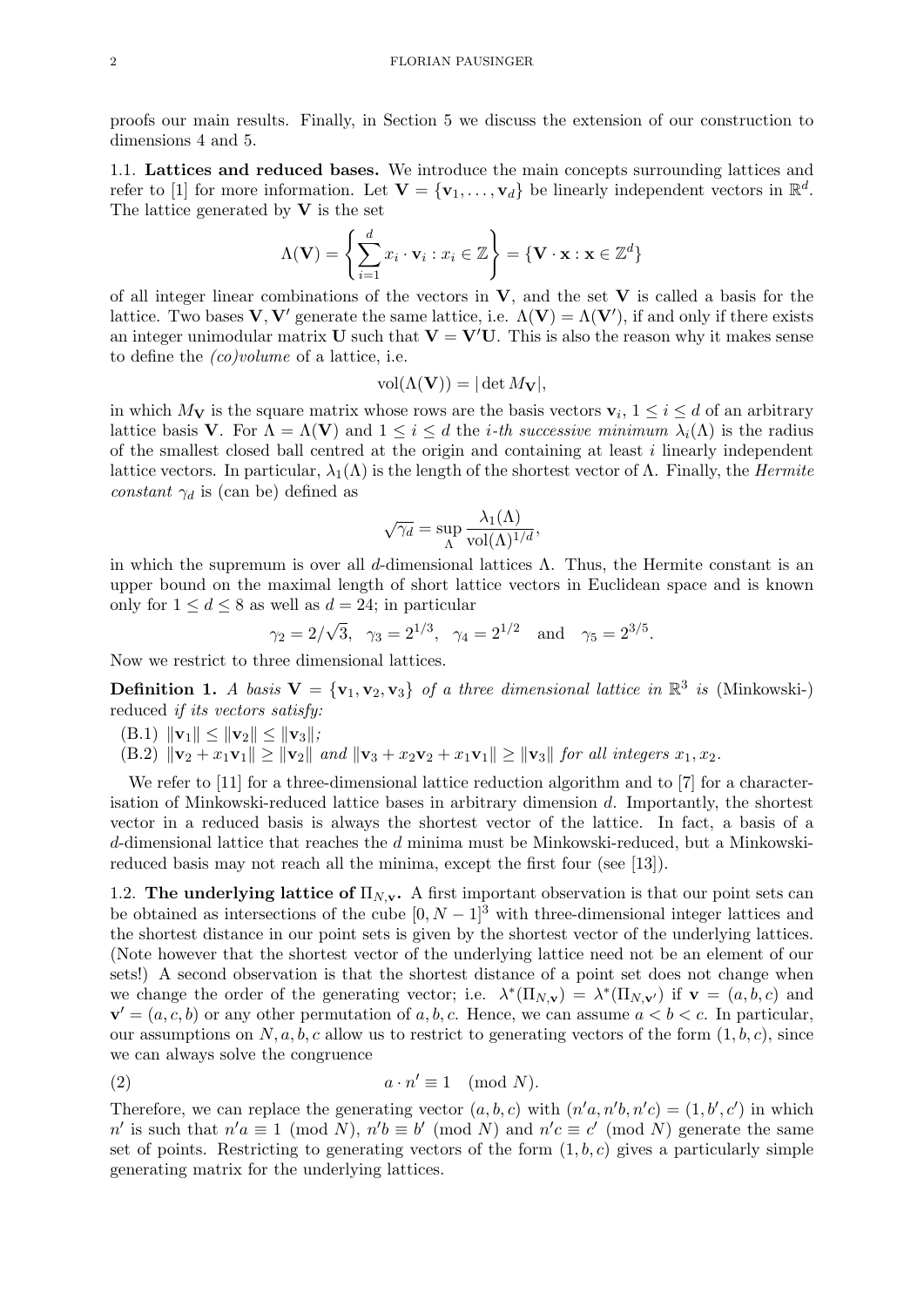proofs our main results. Finally, in Section 5 we discuss the extension of our construction to dimensions 4 and 5.

### 1.1. Lattices and reduced bases.

We introduce the main concepts surrounding lattices and refer to [1] for more information. Let $\mathbf{V} = \{\mathbf{v}_1, \ldots, \mathbf{v}_d\}$ be linearly independent vectors in $\mathbb{R}^d$. The lattice generated by $\mathbf{V}$ is the set

$$\Lambda(\mathbf{V}) = \left\{ \sum_{i=1}^{d} x_i \cdot \mathbf{v}_i : x_i \in \mathbb{Z} \right\} = \{ \mathbf{V} \cdot \mathbf{x} : \mathbf{x} \in \mathbb{Z}^d \}$$

of all integer linear combinations of the vectors in $\mathbf{V}$, and the set $\mathbf{V}$ is called a basis for the lattice. Two bases $\mathbf{V}, \mathbf{V}'$ generate the same lattice, i.e. $\Lambda(\mathbf{V}) = \Lambda(\mathbf{V}')$, if and only if there exists an integer unimodular matrix $\mathbf{U}$ such that $\mathbf{V} = \mathbf{V}'\mathbf{U}$. This is also the reason why it makes sense to define the *(co)volume* of a lattice, i.e.

$$\mathrm{vol}(\Lambda(\mathbf{V})) = |\det M_{\mathbf{V}}|,$$

in which $M_{\mathbf{V}}$ is the square matrix whose rows are the basis vectors $\mathbf{v}_i$, $1 \leq i \leq d$ of an arbitrary lattice basis $\mathbf{V}$. For $\Lambda = \Lambda(\mathbf{V})$ and $1 \leq i \leq d$ the *i-th successive minimum* $\lambda_i(\Lambda)$ is the radius of the smallest closed ball centred at the origin and containing at least $i$ linearly independent lattice vectors. In particular, $\lambda_1(\Lambda)$ is the length of the shortest vector of $\Lambda$. Finally, the *Hermite constant* $\gamma_d$ is (can be) defined as

$$\sqrt{\gamma_d} = \sup_{\Lambda} \frac{\lambda_1(\Lambda)}{\mathrm{vol}(\Lambda)^{1/d}},$$

in which the supremum is over all $d$-dimensional lattices $\Lambda$. Thus, the Hermite constant is an upper bound on the maximal length of short lattice vectors in Euclidean space and is known only for $1 \leq d \leq 8$ as well as $d = 24$; in particular

$$\gamma_2 = 2/\sqrt{3}, \quad \gamma_3 = 2^{1/3}, \quad \gamma_4 = 2^{1/2} \quad \text{and} \quad \gamma_5 = 2^{3/5}.$$

Now we restrict to three dimensional lattices.

**Definition 1.** *A basis $\mathbf{V} = \{\mathbf{v}_1, \mathbf{v}_2, \mathbf{v}_3\}$ of a three dimensional lattice in $\mathbb{R}^3$ is* (Minkowski-) reduced *if its vectors satisfy:*

- (B.1) $\|\mathbf{v}_1\| \leq \|\mathbf{v}_2\| \leq \|\mathbf{v}_3\|$;
- (B.2) $\|\mathbf{v}_2 + x_1\mathbf{v}_1\| \geq \|\mathbf{v}_2\|$ *and* $\|\mathbf{v}_3 + x_2\mathbf{v}_2 + x_1\mathbf{v}_1\| \geq \|\mathbf{v}_3\|$ *for all integers* $x_1, x_2$.

We refer to [11] for a three-dimensional lattice reduction algorithm and to [7] for a characterisation of Minkowski-reduced lattice bases in arbitrary dimension $d$. Importantly, the shortest vector in a reduced basis is always the shortest vector of the lattice. In fact, a basis of a $d$-dimensional lattice that reaches the $d$ minima must be Minkowski-reduced, but a Minkowski-reduced basis may not reach all the minima, except the first four (see [13]).

### 1.2. The underlying lattice of $\Pi_{N,\mathbf{v}}$.

A first important observation is that our point sets can be obtained as intersections of the cube $[0, N-1]^3$ with three-dimensional integer lattices and the shortest distance in our point sets is given by the shortest vector of the underlying lattices. (Note however that the shortest vector of the underlying lattice need not be an element of our sets!) A second observation is that the shortest distance of a point set does not change when we change the order of the generating vector; i.e. $\lambda^*(\Pi_{N,\mathbf{v}}) = \lambda^*(\Pi_{N,\mathbf{v}'})$ if $\mathbf{v} = (a, b, c)$ and $\mathbf{v}' = (a, c, b)$ or any other permutation of $a, b, c$. Hence, we can assume $a < b < c$. In particular, our assumptions on $N, a, b, c$ allow us to restrict to generating vectors of the form $(1, b, c)$, since we can always solve the congruence

$$a \cdot n' \equiv 1 \pmod{N}. \tag{2}$$

Therefore, we can replace the generating vector $(a, b, c)$ with $(n'a, n'b, n'c) = (1, b', c')$ in which $n'$ is such that $n'a \equiv 1 \pmod{N}$, $n'b \equiv b' \pmod{N}$ and $n'c \equiv c' \pmod{N}$ generate the same set of points. Restricting to generating vectors of the form $(1, b, c)$ gives a particularly simple generating matrix for the underlying lattices.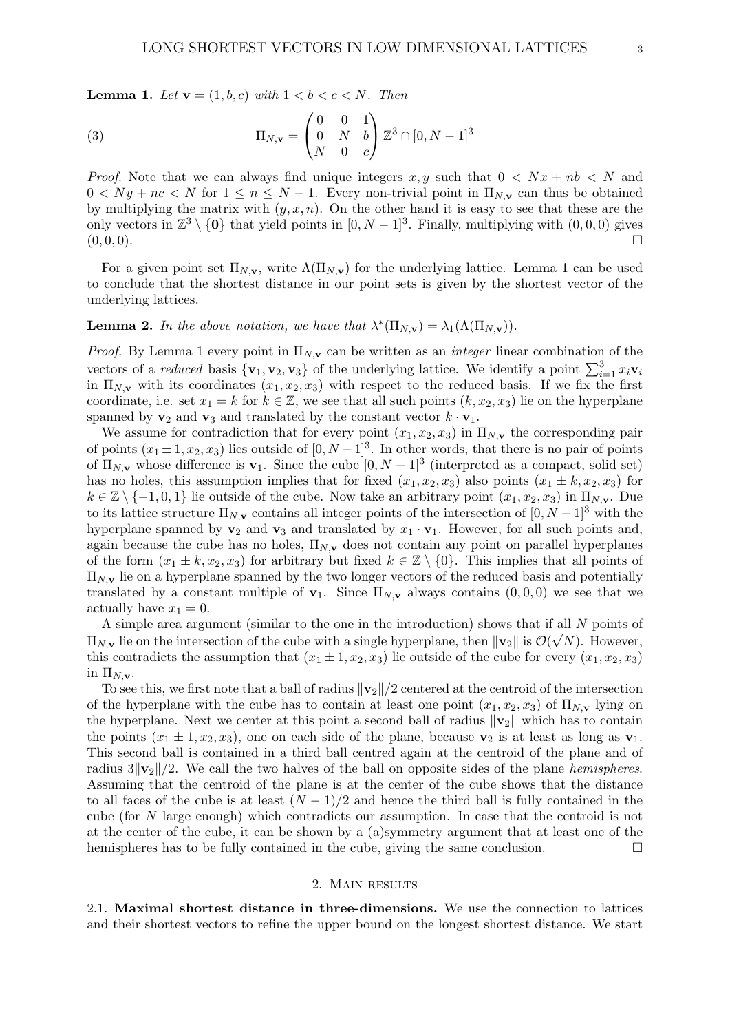**Lemma 1.** *Let* $\mathbf{v} = (1, b, c)$ *with* $1 < b < c < N$. *Then*

$$\Pi_{N,\mathbf{v}} = \begin{pmatrix} 0 & 0 & 1 \\ 0 & N & b \\ N & 0 & c \end{pmatrix} \mathbb{Z}^3 \cap [0, N-1]^3 \tag{3}$$

*Proof.* Note that we can always find unique integers $x, y$ such that $0 < Nx + nb < N$ and $0 < Ny + nc < N$ for $1 \leq n \leq N-1$. Every non-trivial point in $\Pi_{N,\mathbf{v}}$ can thus be obtained by multiplying the matrix with $(y, x, n)$. On the other hand it is easy to see that these are the only vectors in $\mathbb{Z}^3 \setminus \{\mathbf{0}\}$ that yield points in $[0, N-1]^3$. Finally, multiplying with $(0, 0, 0)$ gives $(0, 0, 0)$. $\square$

For a given point set $\Pi_{N,\mathbf{v}}$, write $\Lambda(\Pi_{N,\mathbf{v}})$ for the underlying lattice. Lemma 1 can be used to conclude that the shortest distance in our point sets is given by the shortest vector of the underlying lattices.

**Lemma 2.** *In the above notation, we have that* $\lambda^*(\Pi_{N,\mathbf{v}}) = \lambda_1(\Lambda(\Pi_{N,\mathbf{v}}))$.

*Proof.* By Lemma 1 every point in $\Pi_{N,\mathbf{v}}$ can be written as an *integer* linear combination of the vectors of a *reduced* basis $\{\mathbf{v}_1, \mathbf{v}_2, \mathbf{v}_3\}$ of the underlying lattice. We identify a point $\sum_{i=1}^{3} x_i \mathbf{v}_i$ in $\Pi_{N,\mathbf{v}}$ with its coordinates $(x_1, x_2, x_3)$ with respect to the reduced basis. If we fix the first coordinate, i.e. set $x_1 = k$ for $k \in \mathbb{Z}$, we see that all such points $(k, x_2, x_3)$ lie on the hyperplane spanned by $\mathbf{v}_2$ and $\mathbf{v}_3$ and translated by the constant vector $k \cdot \mathbf{v}_1$.

We assume for contradiction that for every point $(x_1, x_2, x_3)$ in $\Pi_{N,\mathbf{v}}$ the corresponding pair of points $(x_1 \pm 1, x_2, x_3)$ lies outside of $[0, N-1]^3$. In other words, that there is no pair of points of $\Pi_{N,\mathbf{v}}$ whose difference is $\mathbf{v}_1$. Since the cube $[0, N-1]^3$ (interpreted as a compact, solid set) has no holes, this assumption implies that for fixed $(x_1, x_2, x_3)$ also points $(x_1 \pm k, x_2, x_3)$ for $k \in \mathbb{Z} \setminus \{-1, 0, 1\}$ lie outside of the cube. Now take an arbitrary point $(x_1, x_2, x_3)$ in $\Pi_{N,\mathbf{v}}$. Due to its lattice structure $\Pi_{N,\mathbf{v}}$ contains all integer points of the intersection of $[0, N-1]^3$ with the hyperplane spanned by $\mathbf{v}_2$ and $\mathbf{v}_3$ and translated by $x_1 \cdot \mathbf{v}_1$. However, for all such points and, again because the cube has no holes, $\Pi_{N,\mathbf{v}}$ does not contain any point on parallel hyperplanes of the form $(x_1 \pm k, x_2, x_3)$ for arbitrary but fixed $k \in \mathbb{Z} \setminus \{0\}$. This implies that all points of $\Pi_{N,\mathbf{v}}$ lie on a hyperplane spanned by the two longer vectors of the reduced basis and potentially translated by a constant multiple of $\mathbf{v}_1$. Since $\Pi_{N,\mathbf{v}}$ always contains $(0, 0, 0)$ we see that we actually have $x_1 = 0$.

A simple area argument (similar to the one in the introduction) shows that if all $N$ points of $\Pi_{N,\mathbf{v}}$ lie on the intersection of the cube with a single hyperplane, then $\|\mathbf{v}_2\|$ is $\mathcal{O}(\sqrt{N})$. However, this contradicts the assumption that $(x_1 \pm 1, x_2, x_3)$ lie outside of the cube for every $(x_1, x_2, x_3)$ in $\Pi_{N,\mathbf{v}}$.

To see this, we first note that a ball of radius $\|\mathbf{v}_2\|/2$ centered at the centroid of the intersection of the hyperplane with the cube has to contain at least one point $(x_1, x_2, x_3)$ of $\Pi_{N,\mathbf{v}}$ lying on the hyperplane. Next we center at this point a second ball of radius $\|\mathbf{v}_2\|$ which has to contain the points $(x_1 \pm 1, x_2, x_3)$, one on each side of the plane, because $\mathbf{v}_2$ is at least as long as $\mathbf{v}_1$. This second ball is contained in a third ball centred again at the centroid of the plane and of radius $3\|\mathbf{v}_2\|/2$. We call the two halves of the ball on opposite sides of the plane *hemispheres*. Assuming that the centroid of the plane is at the center of the cube shows that the distance to all faces of the cube is at least $(N-1)/2$ and hence the third ball is fully contained in the cube (for $N$ large enough) which contradicts our assumption. In case that the centroid is not at the center of the cube, it can be shown by a (a)symmetry argument that at least one of the hemispheres has to be fully contained in the cube, giving the same conclusion. $\square$

## 2. Main results

**2.1. Maximal shortest distance in three-dimensions.** We use the connection to lattices and their shortest vectors to refine the upper bound on the longest shortest distance. We start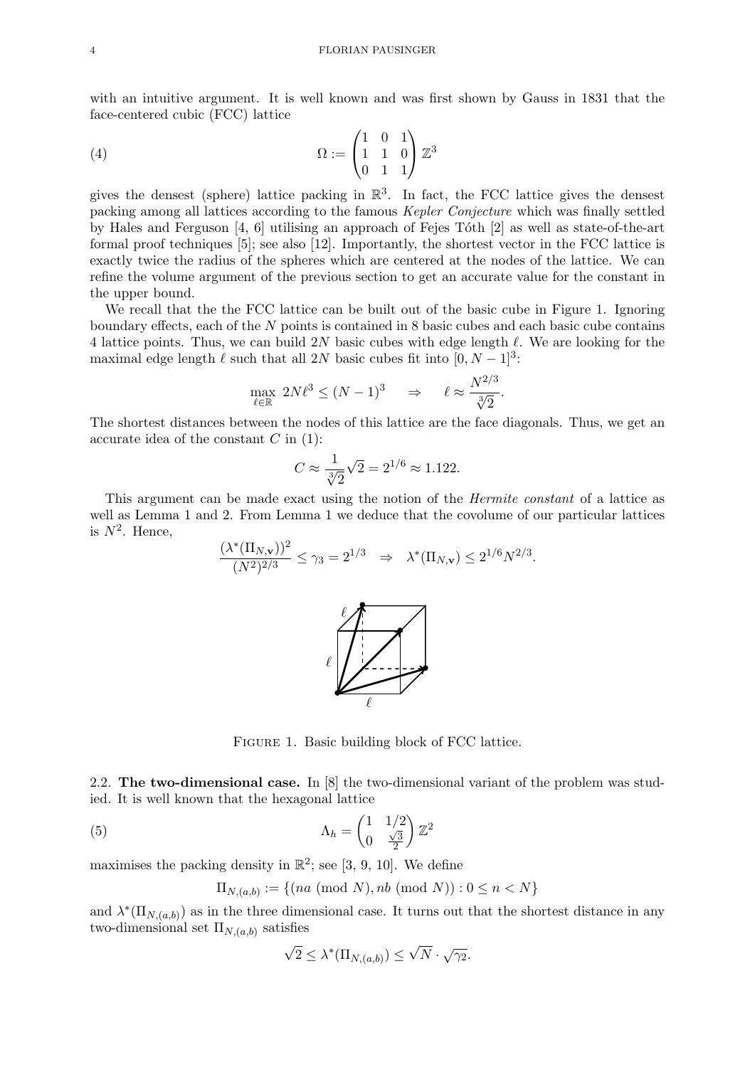with an intuitive argument. It is well known and was first shown by Gauss in 1831 that the face-centered cubic (FCC) lattice

$$\Omega := \begin{pmatrix} 1 & 0 & 1 \\ 1 & 1 & 0 \\ 0 & 1 & 1 \end{pmatrix} \mathbb{Z}^3 \tag{4}$$

gives the densest (sphere) lattice packing in $\mathbb{R}^3$. In fact, the FCC lattice gives the densest packing among all lattices according to the famous *Kepler Conjecture* which was finally settled by Hales and Ferguson [4, 6] utilising an approach of Fejes Tóth [2] as well as state-of-the-art formal proof techniques [5]; see also [12]. Importantly, the shortest vector in the FCC lattice is exactly twice the radius of the spheres which are centered at the nodes of the lattice. We can refine the volume argument of the previous section to get an accurate value for the constant in the upper bound.

We recall that the the FCC lattice can be built out of the basic cube in Figure 1. Ignoring boundary effects, each of the $N$ points is contained in 8 basic cubes and each basic cube contains 4 lattice points. Thus, we can build $2N$ basic cubes with edge length $\ell$. We are looking for the maximal edge length $\ell$ such that all $2N$ basic cubes fit into $[0, N-1]^3$:

$$\max_{\ell \in \mathbb{R}} \; 2N\ell^3 \leq (N-1)^3 \quad \Rightarrow \quad \ell \approx \frac{N^{2/3}}{\sqrt[3]{2}}.$$

The shortest distances between the nodes of this lattice are the face diagonals. Thus, we get an accurate idea of the constant $C$ in (1):

$$C \approx \frac{1}{\sqrt[3]{2}}\sqrt{2} = 2^{1/6} \approx 1.122.$$

This argument can be made exact using the notion of the *Hermite constant* of a lattice as well as Lemma 1 and 2. From Lemma 1 we deduce that the covolume of our particular lattices is $N^2$. Hence,

$$\frac{(\lambda^*(\Pi_{N,\mathbf{v}}))^2}{(N^2)^{2/3}} \leq \gamma_3 = 2^{1/3} \quad \Rightarrow \quad \lambda^*(\Pi_{N,\mathbf{v}}) \leq 2^{1/6} N^{2/3}.$$

Figure 1. Basic building block of FCC lattice.

**2.2. The two-dimensional case.** In [8] the two-dimensional variant of the problem was studied. It is well known that the hexagonal lattice

$$\Lambda_h = \begin{pmatrix} 1 & 1/2 \\ 0 & \frac{\sqrt{3}}{2} \end{pmatrix} \mathbb{Z}^2 \tag{5}$$

maximises the packing density in $\mathbb{R}^2$; see [3, 9, 10]. We define

$$\Pi_{N,(a,b)} := \{(na \ (\mathrm{mod}\ N), nb \ (\mathrm{mod}\ N)) : 0 \leq n < N\}$$

and $\lambda^*(\Pi_{N,(a,b)})$ as in the three dimensional case. It turns out that the shortest distance in any two-dimensional set $\Pi_{N,(a,b)}$ satisfies

$$\sqrt{2} \leq \lambda^*(\Pi_{N,(a,b)}) \leq \sqrt{N} \cdot \sqrt{\gamma_2}.$$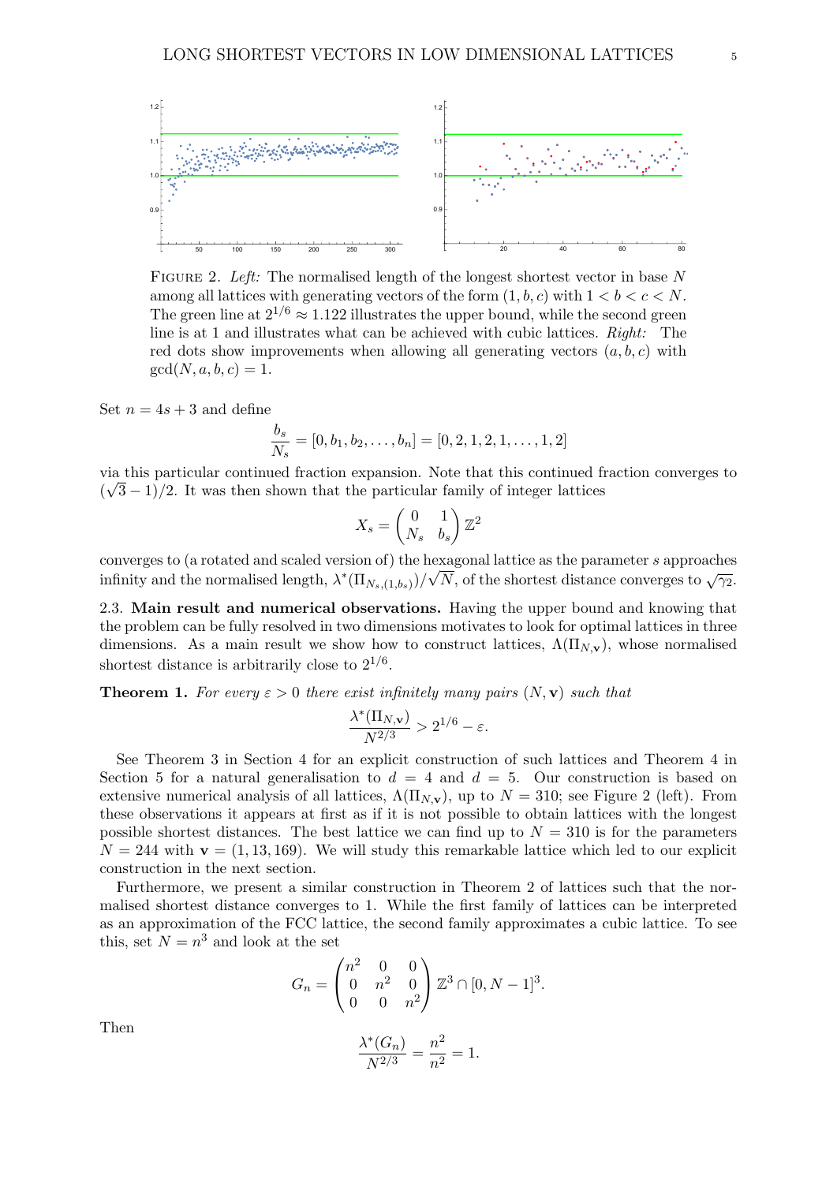FIGURE 2. *Left:* The normalised length of the longest shortest vector in base $N$ among all lattices with generating vectors of the form $(1, b, c)$ with $1 < b < c < N$. The green line at $2^{1/6} \approx 1.122$ illustrates the upper bound, while the second green line is at 1 and illustrates what can be achieved with cubic lattices. *Right:* The red dots show improvements when allowing all generating vectors $(a, b, c)$ with $\gcd(N, a, b, c) = 1$.

Set $n = 4s + 3$ and define

$$\frac{b_s}{N_s} = [0, b_1, b_2, \ldots, b_n] = [0, 2, 1, 2, 1, \ldots, 1, 2]$$

via this particular continued fraction expansion. Note that this continued fraction converges to $(\sqrt{3} - 1)/2$. It was then shown that the particular family of integer lattices

$$X_s = \begin{pmatrix} 0 & 1 \\ N_s & b_s \end{pmatrix} \mathbb{Z}^2$$

converges to (a rotated and scaled version of) the hexagonal lattice as the parameter $s$ approaches infinity and the normalised length, $\lambda^*(\Pi_{N_s,(1,b_s)})/\sqrt{N}$, of the shortest distance converges to $\sqrt{\gamma_2}$.

## 2.3. Main result and numerical observations.

Having the upper bound and knowing that the problem can be fully resolved in two dimensions motivates to look for optimal lattices in three dimensions. As a main result we show how to construct lattices, $\Lambda(\Pi_{N,\mathbf{v}})$, whose normalised shortest distance is arbitrarily close to $2^{1/6}$.

**Theorem 1.** *For every $\varepsilon > 0$ there exist infinitely many pairs $(N, \mathbf{v})$ such that*

$$\frac{\lambda^*(\Pi_{N,\mathbf{v}})}{N^{2/3}} > 2^{1/6} - \varepsilon.$$

See Theorem 3 in Section 4 for an explicit construction of such lattices and Theorem 4 in Section 5 for a natural generalisation to $d = 4$ and $d = 5$. Our construction is based on extensive numerical analysis of all lattices, $\Lambda(\Pi_{N,\mathbf{v}})$, up to $N = 310$; see Figure 2 (left). From these observations it appears at first as if it is not possible to obtain lattices with the longest possible shortest distances. The best lattice we can find up to $N = 310$ is for the parameters $N = 244$ with $\mathbf{v} = (1, 13, 169)$. We will study this remarkable lattice which led to our explicit construction in the next section.

Furthermore, we present a similar construction in Theorem 2 of lattices such that the normalised shortest distance converges to 1. While the first family of lattices can be interpreted as an approximation of the FCC lattice, the second family approximates a cubic lattice. To see this, set $N = n^3$ and look at the set

$$G_n = \begin{pmatrix} n^2 & 0 & 0 \\ 0 & n^2 & 0 \\ 0 & 0 & n^2 \end{pmatrix} \mathbb{Z}^3 \cap [0, N-1]^3.$$

Then

$$\frac{\lambda^*(G_n)}{N^{2/3}} = \frac{n^2}{n^2} = 1.$$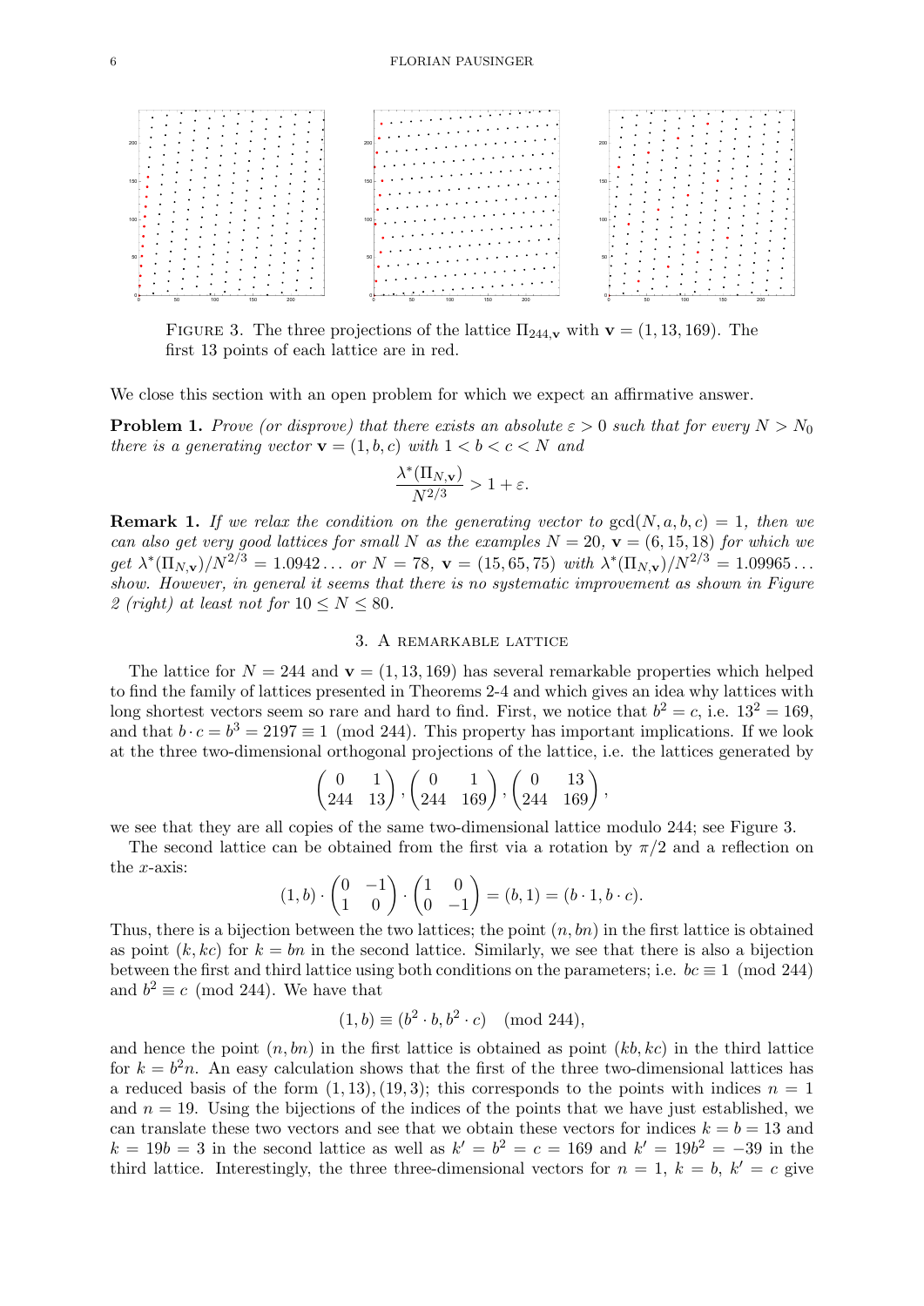FIGURE 3. The three projections of the lattice $\Pi_{244,\mathbf{v}}$ with $\mathbf{v} = (1, 13, 169)$. The first 13 points of each lattice are in red.

We close this section with an open problem for which we expect an affirmative answer.

**Problem 1.** *Prove (or disprove) that there exists an absolute $\varepsilon > 0$ such that for every $N > N_0$ there is a generating vector $\mathbf{v} = (1, b, c)$ with $1 < b < c < N$ and*

$$\frac{\lambda^*(\Pi_{N,\mathbf{v}})}{N^{2/3}} > 1 + \varepsilon.$$

**Remark 1.** *If we relax the condition on the generating vector to $\gcd(N, a, b, c) = 1$, then we can also get very good lattices for small $N$ as the examples $N = 20$, $\mathbf{v} = (6, 15, 18)$ for which we get $\lambda^*(\Pi_{N,\mathbf{v}})/N^{2/3} = 1.0942\ldots$ or $N = 78$, $\mathbf{v} = (15, 65, 75)$ with $\lambda^*(\Pi_{N,\mathbf{v}})/N^{2/3} = 1.09965\ldots$ show. However, in general it seems that there is no systematic improvement as shown in Figure 2 (right) at least not for $10 \le N \le 80$.*

## 3. A remarkable lattice

The lattice for $N = 244$ and $\mathbf{v} = (1, 13, 169)$ has several remarkable properties which helped to find the family of lattices presented in Theorems 2-4 and which gives an idea why lattices with long shortest vectors seem so rare and hard to find. First, we notice that $b^2 = c$, i.e. $13^2 = 169$, and that $b \cdot c = b^3 = 2197 \equiv 1 \pmod{244}$. This property has important implications. If we look at the three two-dimensional orthogonal projections of the lattice, i.e. the lattices generated by

$$\begin{pmatrix} 0 & 1 \\ 244 & 13 \end{pmatrix}, \begin{pmatrix} 0 & 1 \\ 244 & 169 \end{pmatrix}, \begin{pmatrix} 0 & 13 \\ 244 & 169 \end{pmatrix},$$

we see that they are all copies of the same two-dimensional lattice modulo 244; see Figure 3.

The second lattice can be obtained from the first via a rotation by $\pi/2$ and a reflection on the $x$-axis:

$$(1, b) \cdot \begin{pmatrix} 0 & -1 \\ 1 & 0 \end{pmatrix} \cdot \begin{pmatrix} 1 & 0 \\ 0 & -1 \end{pmatrix} = (b, 1) = (b \cdot 1, b \cdot c).$$

Thus, there is a bijection between the two lattices; the point $(n, bn)$ in the first lattice is obtained as point $(k, kc)$ for $k = bn$ in the second lattice. Similarly, we see that there is also a bijection between the first and third lattice using both conditions on the parameters; i.e. $bc \equiv 1 \pmod{244}$ and $b^2 \equiv c \pmod{244}$. We have that

$$(1, b) \equiv (b^2 \cdot b, b^2 \cdot c) \pmod{244},$$

and hence the point $(n, bn)$ in the first lattice is obtained as point $(kb, kc)$ in the third lattice for $k = b^2 n$. An easy calculation shows that the first of the three two-dimensional lattices has a reduced basis of the form $(1, 13), (19, 3)$; this corresponds to the points with indices $n = 1$ and $n = 19$. Using the bijections of the indices of the points that we have just established, we can translate these two vectors and see that we obtain these vectors for indices $k = b = 13$ and $k = 19b = 3$ in the second lattice as well as $k' = b^2 = c = 169$ and $k' = 19b^2 = -39$ in the third lattice. Interestingly, the three three-dimensional vectors for $n = 1$, $k = b$, $k' = c$ give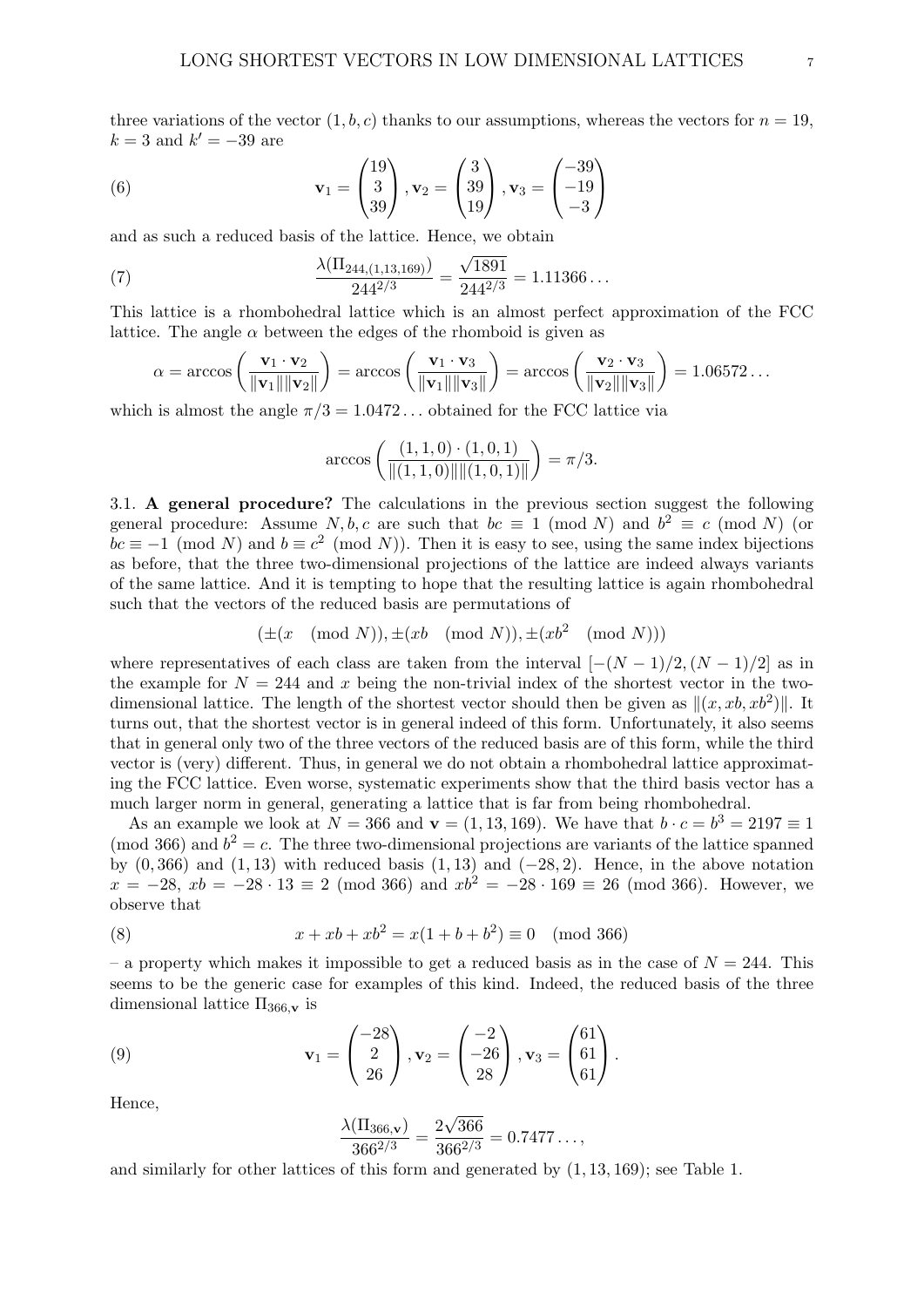three variations of the vector $(1, b, c)$ thanks to our assumptions, whereas the vectors for $n = 19$, $k = 3$ and $k' = -39$ are

$$\mathbf{v}_1 = \begin{pmatrix} 19 \\ 3 \\ 39 \end{pmatrix}, \mathbf{v}_2 = \begin{pmatrix} 3 \\ 39 \\ 19 \end{pmatrix}, \mathbf{v}_3 = \begin{pmatrix} -39 \\ -19 \\ -3 \end{pmatrix} \tag{6}$$

and as such a reduced basis of the lattice. Hence, we obtain

$$\frac{\lambda(\Pi_{244,(1,13,169)})}{244^{2/3}} = \frac{\sqrt{1891}}{244^{2/3}} = 1.11366\ldots \tag{7}$$

This lattice is a rhombohedral lattice which is an almost perfect approximation of the FCC lattice. The angle $\alpha$ between the edges of the rhomboid is given as

$$\alpha = \arccos\left(\frac{\mathbf{v}_1 \cdot \mathbf{v}_2}{\|\mathbf{v}_1\|\|\mathbf{v}_2\|}\right) = \arccos\left(\frac{\mathbf{v}_1 \cdot \mathbf{v}_3}{\|\mathbf{v}_1\|\|\mathbf{v}_3\|}\right) = \arccos\left(\frac{\mathbf{v}_2 \cdot \mathbf{v}_3}{\|\mathbf{v}_2\|\|\mathbf{v}_3\|}\right) = 1.06572\ldots$$

which is almost the angle $\pi/3 = 1.0472\ldots$ obtained for the FCC lattice via

$$\arccos\left(\frac{(1,1,0)\cdot(1,0,1)}{\|(1,1,0)\|\|(1,0,1)\|}\right) = \pi/3.$$

3.1. **A general procedure?** The calculations in the previous section suggest the following general procedure: Assume $N, b, c$ are such that $bc \equiv 1 \pmod N$ and $b^2 \equiv c \pmod N$ (or $bc \equiv -1 \pmod N$ and $b \equiv c^2 \pmod N$). Then it is easy to see, using the same index bijections as before, that the three two-dimensional projections of the lattice are indeed always variants of the same lattice. And it is tempting to hope that the resulting lattice is again rhombohedral such that the vectors of the reduced basis are permutations of

$$(\pm(x \pmod N), \pm(xb \pmod N), \pm(xb^2 \pmod N))$$

where representatives of each class are taken from the interval $[-(N-1)/2, (N-1)/2]$ as in the example for $N = 244$ and $x$ being the non-trivial index of the shortest vector in the two-dimensional lattice. The length of the shortest vector should then be given as $\|(x, xb, xb^2)\|$. It turns out, that the shortest vector is in general indeed of this form. Unfortunately, it also seems that in general only two of the three vectors of the reduced basis are of this form, while the third vector is (very) different. Thus, in general we do not obtain a rhombohedral lattice approximating the FCC lattice. Even worse, systematic experiments show that the third basis vector has a much larger norm in general, generating a lattice that is far from being rhombohedral.

As an example we look at $N = 366$ and $\mathbf{v} = (1, 13, 169)$. We have that $b \cdot c = b^3 = 2197 \equiv 1 \pmod{366}$ and $b^2 = c$. The three two-dimensional projections are variants of the lattice spanned by $(0, 366)$ and $(1, 13)$ with reduced basis $(1, 13)$ and $(-28, 2)$. Hence, in the above notation $x = -28$, $xb = -28 \cdot 13 \equiv 2 \pmod{366}$ and $xb^2 = -28 \cdot 169 \equiv 26 \pmod{366}$. However, we observe that

$$x + xb + xb^2 = x(1 + b + b^2) \equiv 0 \pmod{366} \tag{8}$$

– a property which makes it impossible to get a reduced basis as in the case of $N = 244$. This seems to be the generic case for examples of this kind. Indeed, the reduced basis of the three dimensional lattice $\Pi_{366,\mathbf{v}}$ is

$$\mathbf{v}_1 = \begin{pmatrix} -28 \\ 2 \\ 26 \end{pmatrix}, \mathbf{v}_2 = \begin{pmatrix} -2 \\ -26 \\ 28 \end{pmatrix}, \mathbf{v}_3 = \begin{pmatrix} 61 \\ 61 \\ 61 \end{pmatrix}. \tag{9}$$

Hence,

$$\frac{\lambda(\Pi_{366,\mathbf{v}})}{366^{2/3}} = \frac{2\sqrt{366}}{366^{2/3}} = 0.7477\ldots,$$

and similarly for other lattices of this form and generated by $(1, 13, 169)$; see Table 1.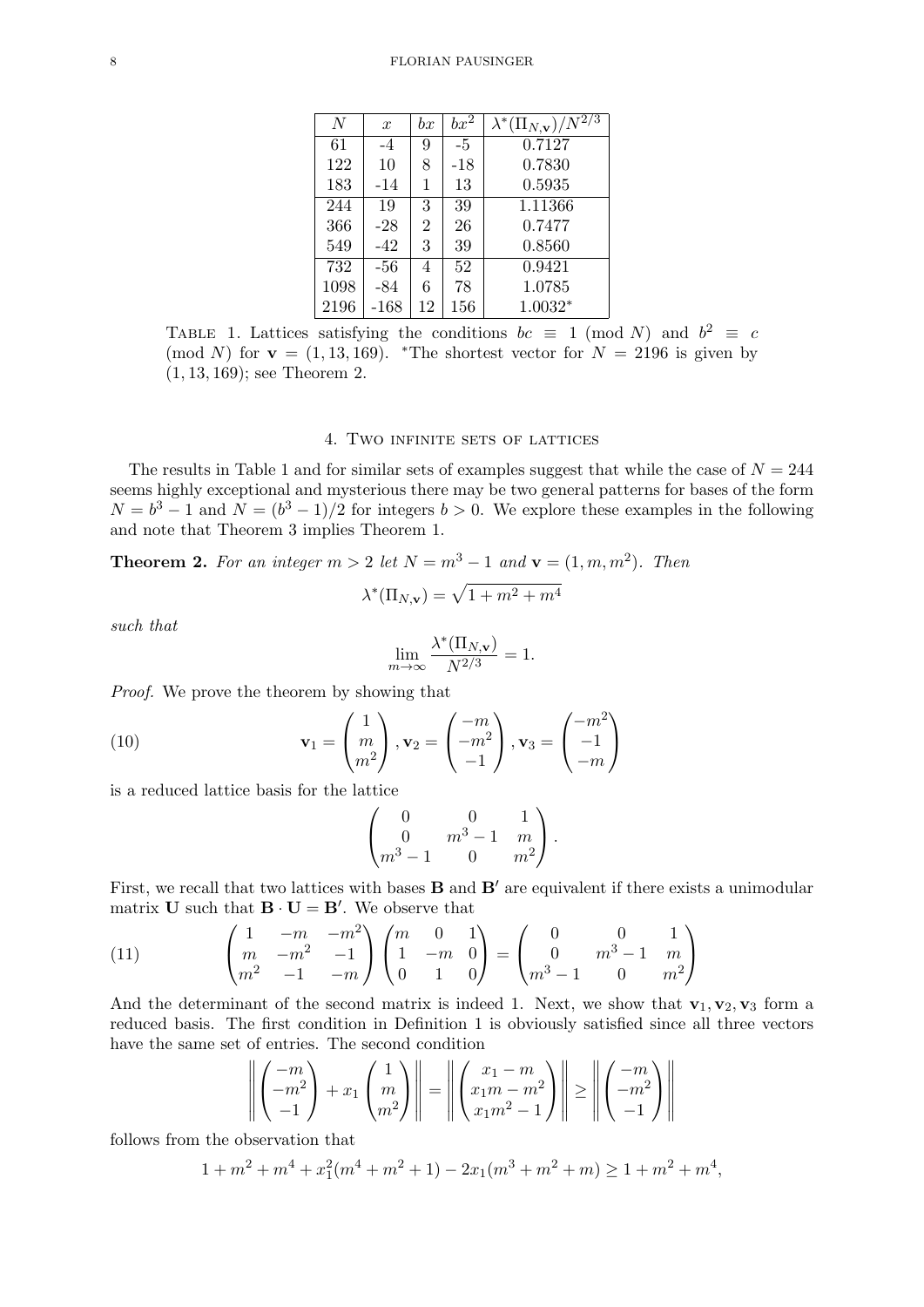| $N$ | $x$ | $bx$ | $bx^2$ | $\lambda^*(\Pi_{N,\mathbf{v}})/N^{2/3}$ |
|---|---|---|---|---|
| 61 | -4 | 9 | -5 | 0.7127 |
| 122 | 10 | 8 | -18 | 0.7830 |
| 183 | -14 | 1 | 13 | 0.5935 |
| 244 | 19 | 3 | 39 | 1.11366 |
| 366 | -28 | 2 | 26 | 0.7477 |
| 549 | -42 | 3 | 39 | 0.8560 |
| 732 | -56 | 4 | 52 | 0.9421 |
| 1098 | -84 | 6 | 78 | 1.0785 |
| 2196 | -168 | 12 | 156 | 1.0032* |

TABLE 1. Lattices satisfying the conditions $bc \equiv 1 \pmod N$ and $b^2 \equiv c \pmod N$ for $\mathbf{v} = (1, 13, 169)$. *The shortest vector for $N = 2196$ is given by $(1, 13, 169)$; see Theorem 2.

## 4. Two infinite sets of lattices

The results in Table 1 and for similar sets of examples suggest that while the case of $N = 244$ seems highly exceptional and mysterious there may be two general patterns for bases of the form $N = b^3 - 1$ and $N = (b^3 - 1)/2$ for integers $b > 0$. We explore these examples in the following and note that Theorem 3 implies Theorem 1.

**Theorem 2.** *For an integer $m > 2$ let $N = m^3 - 1$ and $\mathbf{v} = (1, m, m^2)$. Then*

$$\lambda^*(\Pi_{N,\mathbf{v}}) = \sqrt{1 + m^2 + m^4}$$

*such that*

$$\lim_{m \to \infty} \frac{\lambda^*(\Pi_{N,\mathbf{v}})}{N^{2/3}} = 1.$$

*Proof.* We prove the theorem by showing that

$$\mathbf{v}_1 = \begin{pmatrix} 1 \\ m \\ m^2 \end{pmatrix}, \mathbf{v}_2 = \begin{pmatrix} -m \\ -m^2 \\ -1 \end{pmatrix}, \mathbf{v}_3 = \begin{pmatrix} -m^2 \\ -1 \\ -m \end{pmatrix} \tag{10}$$

is a reduced lattice basis for the lattice

$$\begin{pmatrix} 0 & 0 & 1 \\ 0 & m^3 - 1 & m \\ m^3 - 1 & 0 & m^2 \end{pmatrix}.$$

First, we recall that two lattices with bases $\mathbf{B}$ and $\mathbf{B}'$ are equivalent if there exists a unimodular matrix $\mathbf{U}$ such that $\mathbf{B} \cdot \mathbf{U} = \mathbf{B}'$. We observe that

$$\begin{pmatrix} 1 & -m & -m^2 \\ m & -m^2 & -1 \\ m^2 & -1 & -m \end{pmatrix} \begin{pmatrix} m & 0 & 1 \\ 1 & -m & 0 \\ 0 & 1 & 0 \end{pmatrix} = \begin{pmatrix} 0 & 0 & 1 \\ 0 & m^3 - 1 & m \\ m^3 - 1 & 0 & m^2 \end{pmatrix} \tag{11}$$

And the determinant of the second matrix is indeed 1. Next, we show that $\mathbf{v}_1, \mathbf{v}_2, \mathbf{v}_3$ form a reduced basis. The first condition in Definition 1 is obviously satisfied since all three vectors have the same set of entries. The second condition

$$\left\| \begin{pmatrix} -m \\ -m^2 \\ -1 \end{pmatrix} + x_1 \begin{pmatrix} 1 \\ m \\ m^2 \end{pmatrix} \right\| = \left\| \begin{pmatrix} x_1 - m \\ x_1 m - m^2 \\ x_1 m^2 - 1 \end{pmatrix} \right\| \geq \left\| \begin{pmatrix} -m \\ -m^2 \\ -1 \end{pmatrix} \right\|$$

follows from the observation that

$$1 + m^2 + m^4 + x_1^2(m^4 + m^2 + 1) - 2x_1(m^3 + m^2 + m) \geq 1 + m^2 + m^4,$$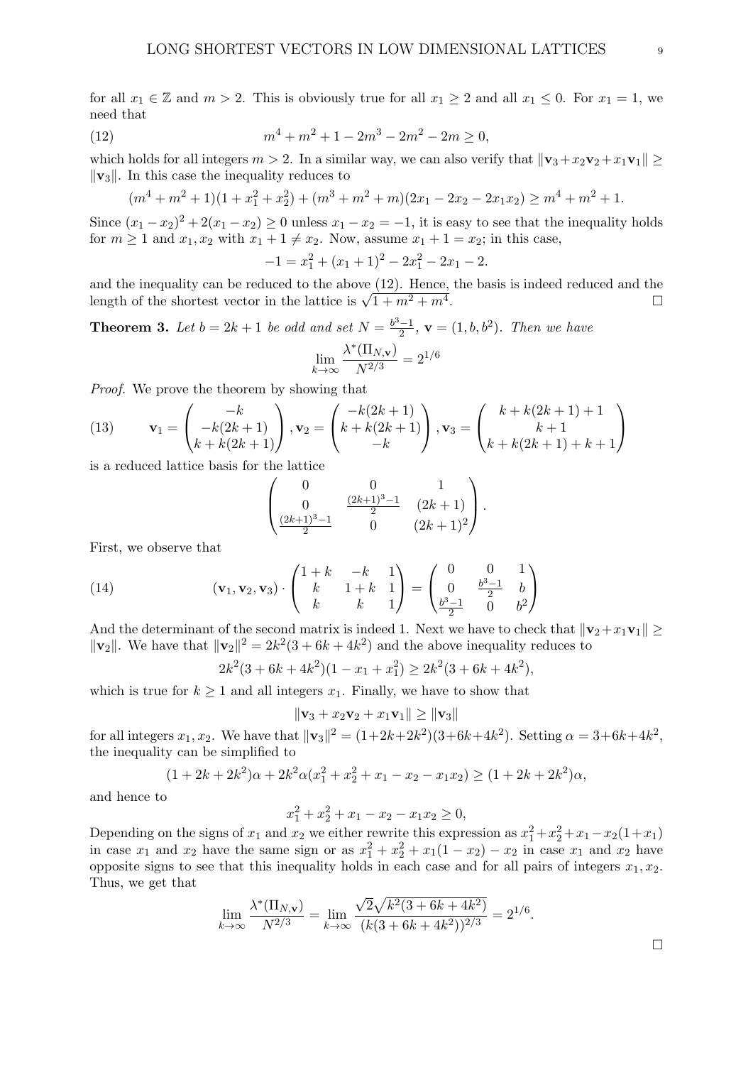for all $x_1 \in \mathbb{Z}$ and $m > 2$. This is obviously true for all $x_1 \geq 2$ and all $x_1 \leq 0$. For $x_1 = 1$, we need that

$$m^4 + m^2 + 1 - 2m^3 - 2m^2 - 2m \geq 0, \tag{12}$$

which holds for all integers $m > 2$. In a similar way, we can also verify that $\|\mathbf{v}_3 + x_2\mathbf{v}_2 + x_1\mathbf{v}_1\| \geq \|\mathbf{v}_3\|$. In this case the inequality reduces to

$$(m^4 + m^2 + 1)(1 + x_1^2 + x_2^2) + (m^3 + m^2 + m)(2x_1 - 2x_2 - 2x_1x_2) \geq m^4 + m^2 + 1.$$

Since $(x_1 - x_2)^2 + 2(x_1 - x_2) \geq 0$ unless $x_1 - x_2 = -1$, it is easy to see that the inequality holds for $m \geq 1$ and $x_1, x_2$ with $x_1 + 1 \neq x_2$. Now, assume $x_1 + 1 = x_2$; in this case,

$$-1 = x_1^2 + (x_1 + 1)^2 - 2x_1^2 - 2x_1 - 2.$$

and the inequality can be reduced to the above (12). Hence, the basis is indeed reduced and the length of the shortest vector in the lattice is $\sqrt{1 + m^2 + m^4}$. $\square$

**Theorem 3.** *Let $b = 2k + 1$ be odd and set $N = \frac{b^3 - 1}{2}$, $\mathbf{v} = (1, b, b^2)$. Then we have*

$$\lim_{k \to \infty} \frac{\lambda^*(\Pi_{N,\mathbf{v}})}{N^{2/3}} = 2^{1/6}$$

*Proof.* We prove the theorem by showing that

$$\mathbf{v}_1 = \begin{pmatrix} -k \\ -k(2k+1) \\ k + k(2k+1) \end{pmatrix}, \mathbf{v}_2 = \begin{pmatrix} -k(2k+1) \\ k + k(2k+1) \\ -k \end{pmatrix}, \mathbf{v}_3 = \begin{pmatrix} k + k(2k+1) + 1 \\ k + 1 \\ k + k(2k+1) + k + 1 \end{pmatrix} \tag{13}$$

is a reduced lattice basis for the lattice

$$\begin{pmatrix} 0 & 0 & 1 \\ 0 & \frac{(2k+1)^3 - 1}{2} & (2k+1) \\ \frac{(2k+1)^3 - 1}{2} & 0 & (2k+1)^2 \end{pmatrix}.$$

First, we observe that

$$(\mathbf{v}_1, \mathbf{v}_2, \mathbf{v}_3) \cdot \begin{pmatrix} 1 + k & -k & 1 \\ k & 1 + k & 1 \\ k & k & 1 \end{pmatrix} = \begin{pmatrix} 0 & 0 & 1 \\ 0 & \frac{b^3 - 1}{2} & b \\ \frac{b^3 - 1}{2} & 0 & b^2 \end{pmatrix} \tag{14}$$

And the determinant of the second matrix is indeed 1. Next we have to check that $\|\mathbf{v}_2 + x_1\mathbf{v}_1\| \geq \|\mathbf{v}_2\|$. We have that $\|\mathbf{v}_2\|^2 = 2k^2(3 + 6k + 4k^2)$ and the above inequality reduces to

$$2k^2(3 + 6k + 4k^2)(1 - x_1 + x_1^2) \geq 2k^2(3 + 6k + 4k^2),$$

which is true for $k \geq 1$ and all integers $x_1$. Finally, we have to show that

$$\|\mathbf{v}_3 + x_2\mathbf{v}_2 + x_1\mathbf{v}_1\| \geq \|\mathbf{v}_3\|$$

for all integers $x_1, x_2$. We have that $\|\mathbf{v}_3\|^2 = (1+2k+2k^2)(3+6k+4k^2)$. Setting $\alpha = 3+6k+4k^2$, the inequality can be simplified to

$$(1 + 2k + 2k^2)\alpha + 2k^2\alpha(x_1^2 + x_2^2 + x_1 - x_2 - x_1x_2) \geq (1 + 2k + 2k^2)\alpha,$$

and hence to

$$x_1^2 + x_2^2 + x_1 - x_2 - x_1x_2 \geq 0,$$

Depending on the signs of $x_1$ and $x_2$ we either rewrite this expression as $x_1^2 + x_2^2 + x_1 - x_2(1 + x_1)$ in case $x_1$ and $x_2$ have the same sign or as $x_1^2 + x_2^2 + x_1(1 - x_2) - x_2$ in case $x_1$ and $x_2$ have opposite signs to see that this inequality holds in each case and for all pairs of integers $x_1, x_2$. Thus, we get that

$$\lim_{k \to \infty} \frac{\lambda^*(\Pi_{N,\mathbf{v}})}{N^{2/3}} = \lim_{k \to \infty} \frac{\sqrt{2}\sqrt{k^2(3 + 6k + 4k^2)}}{(k(3 + 6k + 4k^2))^{2/3}} = 2^{1/6}.$$

$\square$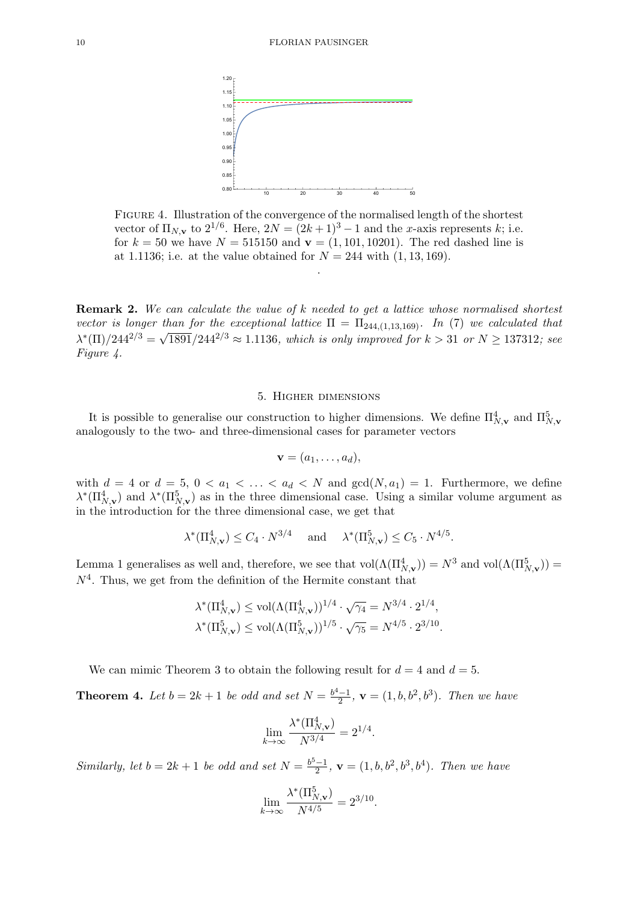FIGURE 4. Illustration of the convergence of the normalised length of the shortest vector of $\Pi_{N,\mathbf{v}}$ to $2^{1/6}$. Here, $2N = (2k+1)^3 - 1$ and the $x$-axis represents $k$; i.e. for $k = 50$ we have $N = 515150$ and $\mathbf{v} = (1, 101, 10201)$. The red dashed line is at 1.1136; i.e. at the value obtained for $N = 244$ with $(1, 13, 169)$.

.

**Remark 2.** *We can calculate the value of $k$ needed to get a lattice whose normalised shortest vector is longer than for the exceptional lattice $\Pi = \Pi_{244,(1,13,169)}$. In (7) we calculated that $\lambda^*(\Pi)/244^{2/3} = \sqrt{1891}/244^{2/3} \approx 1.1136$, which is only improved for $k > 31$ or $N \geq 137312$; see Figure 4.*

## 5. Higher dimensions

It is possible to generalise our construction to higher dimensions. We define $\Pi^4_{N,\mathbf{v}}$ and $\Pi^5_{N,\mathbf{v}}$ analogously to the two- and three-dimensional cases for parameter vectors

$$\mathbf{v} = (a_1, \ldots, a_d),$$

with $d = 4$ or $d = 5$, $0 < a_1 < \ldots < a_d < N$ and $\gcd(N, a_1) = 1$. Furthermore, we define $\lambda^*(\Pi^4_{N,\mathbf{v}})$ and $\lambda^*(\Pi^5_{N,\mathbf{v}})$ as in the three dimensional case. Using a similar volume argument as in the introduction for the three dimensional case, we get that

$$\lambda^*(\Pi^4_{N,\mathbf{v}}) \leq C_4 \cdot N^{3/4} \quad \text{ and } \quad \lambda^*(\Pi^5_{N,\mathbf{v}}) \leq C_5 \cdot N^{4/5}.$$

Lemma 1 generalises as well and, therefore, we see that $\mathrm{vol}(\Lambda(\Pi^4_{N,\mathbf{v}})) = N^3$ and $\mathrm{vol}(\Lambda(\Pi^5_{N,\mathbf{v}})) = N^4$. Thus, we get from the definition of the Hermite constant that

$$\lambda^*(\Pi^4_{N,\mathbf{v}}) \leq \mathrm{vol}(\Lambda(\Pi^4_{N,\mathbf{v}}))^{1/4} \cdot \sqrt{\gamma_4} = N^{3/4} \cdot 2^{1/4},$$
$$\lambda^*(\Pi^5_{N,\mathbf{v}}) \leq \mathrm{vol}(\Lambda(\Pi^5_{N,\mathbf{v}}))^{1/5} \cdot \sqrt{\gamma_5} = N^{4/5} \cdot 2^{3/10}.$$

We can mimic Theorem 3 to obtain the following result for $d = 4$ and $d = 5$.

**Theorem 4.** *Let $b = 2k + 1$ be odd and set $N = \frac{b^4 - 1}{2}$, $\mathbf{v} = (1, b, b^2, b^3)$. Then we have*

$$\lim_{k \to \infty} \frac{\lambda^*(\Pi^4_{N,\mathbf{v}})}{N^{3/4}} = 2^{1/4}.$$

*Similarly, let $b = 2k + 1$ be odd and set $N = \frac{b^5 - 1}{2}$, $\mathbf{v} = (1, b, b^2, b^3, b^4)$. Then we have*

$$\lim_{k \to \infty} \frac{\lambda^*(\Pi^5_{N,\mathbf{v}})}{N^{4/5}} = 2^{3/10}.$$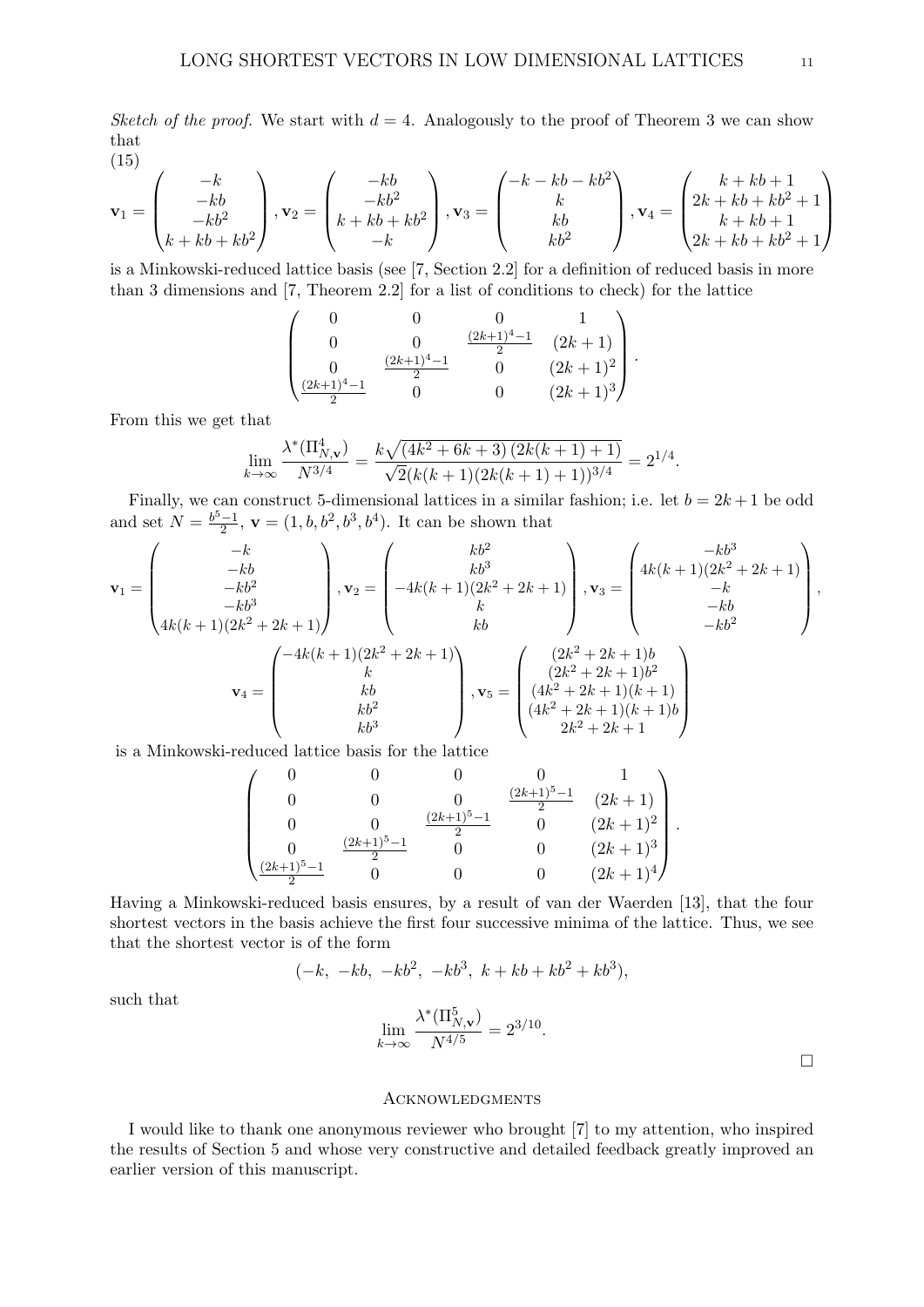*Sketch of the proof.* We start with $d = 4$. Analogously to the proof of Theorem 3 we can show that

$$
\mathbf{v}_1 = \begin{pmatrix} -k \\ -kb \\ -kb^2 \\ k + kb + kb^2 \end{pmatrix}, \mathbf{v}_2 = \begin{pmatrix} -kb \\ -kb^2 \\ k + kb + kb^2 \\ -k \end{pmatrix}, \mathbf{v}_3 = \begin{pmatrix} -k - kb - kb^2 \\ k \\ kb \\ kb^2 \end{pmatrix}, \mathbf{v}_4 = \begin{pmatrix} k + kb + 1 \\ 2k + kb + kb^2 + 1 \\ k + kb + 1 \\ 2k + kb + kb^2 + 1 \end{pmatrix} \tag{15}
$$

is a Minkowski-reduced lattice basis (see [7, Section 2.2] for a definition of reduced basis in more than 3 dimensions and [7, Theorem 2.2] for a list of conditions to check) for the lattice

$$
\begin{pmatrix} 0 & 0 & 0 & 1 \\ 0 & 0 & \frac{(2k+1)^4 - 1}{2} & (2k+1) \\ 0 & \frac{(2k+1)^4 - 1}{2} & 0 & (2k+1)^2 \\ \frac{(2k+1)^4 - 1}{2} & 0 & 0 & (2k+1)^3 \end{pmatrix}.
$$

From this we get that

$$
\lim_{k \to \infty} \frac{\lambda^*(\Pi^4_{N,\mathbf{v}})}{N^{3/4}} = \frac{k\sqrt{(4k^2 + 6k + 3)\,(2k(k+1) + 1)}}{\sqrt{2}(k(k+1)(2k(k+1)+1))^{3/4}} = 2^{1/4}.
$$

Finally, we can construct 5-dimensional lattices in a similar fashion; i.e. let $b = 2k + 1$ be odd and set $N = \frac{b^5 - 1}{2}$, $\mathbf{v} = (1, b, b^2, b^3, b^4)$. It can be shown that

$$
\mathbf{v}_1 = \begin{pmatrix} -k \\ -kb \\ -kb^2 \\ -kb^3 \\ 4k(k+1)(2k^2 + 2k + 1) \end{pmatrix}, \mathbf{v}_2 = \begin{pmatrix} kb^2 \\ kb^3 \\ -4k(k+1)(2k^2 + 2k + 1) \\ k \\ kb \end{pmatrix}, \mathbf{v}_3 = \begin{pmatrix} -kb^3 \\ 4k(k+1)(2k^2 + 2k + 1) \\ -k \\ -kb \\ -kb^2 \end{pmatrix},
$$

$$
\mathbf{v}_4 = \begin{pmatrix} -4k(k+1)(2k^2 + 2k + 1) \\ k \\ kb \\ kb^2 \\ kb^3 \end{pmatrix}, \mathbf{v}_5 = \begin{pmatrix} (2k^2 + 2k + 1)b \\ (2k^2 + 2k + 1)b^2 \\ (4k^2 + 2k + 1)(k+1) \\ (4k^2 + 2k + 1)(k+1)b \\ 2k^2 + 2k + 1 \end{pmatrix}
$$

is a Minkowski-reduced lattice basis for the lattice

$$
\begin{pmatrix} 0 & 0 & 0 & 0 & 1 \\ 0 & 0 & 0 & \frac{(2k+1)^5 - 1}{2} & (2k+1) \\ 0 & 0 & \frac{(2k+1)^5 - 1}{2} & 0 & (2k+1)^2 \\ 0 & \frac{(2k+1)^5 - 1}{2} & 0 & 0 & (2k+1)^3 \\ \frac{(2k+1)^5 - 1}{2} & 0 & 0 & 0 & (2k+1)^4 \end{pmatrix}.
$$

Having a Minkowski-reduced basis ensures, by a result of van der Waerden [13], that the four shortest vectors in the basis achieve the first four successive minima of the lattice. Thus, we see that the shortest vector is of the form

$$
(-k,\ -kb,\ -kb^2,\ -kb^3,\ k + kb + kb^2 + kb^3),
$$

such that

$$
\lim_{k \to \infty} \frac{\lambda^*(\Pi^5_{N,\mathbf{v}})}{N^{4/5}} = 2^{3/10}.
$$

□

## Acknowledgments

I would like to thank one anonymous reviewer who brought [7] to my attention, who inspired the results of Section 5 and whose very constructive and detailed feedback greatly improved an earlier version of this manuscript.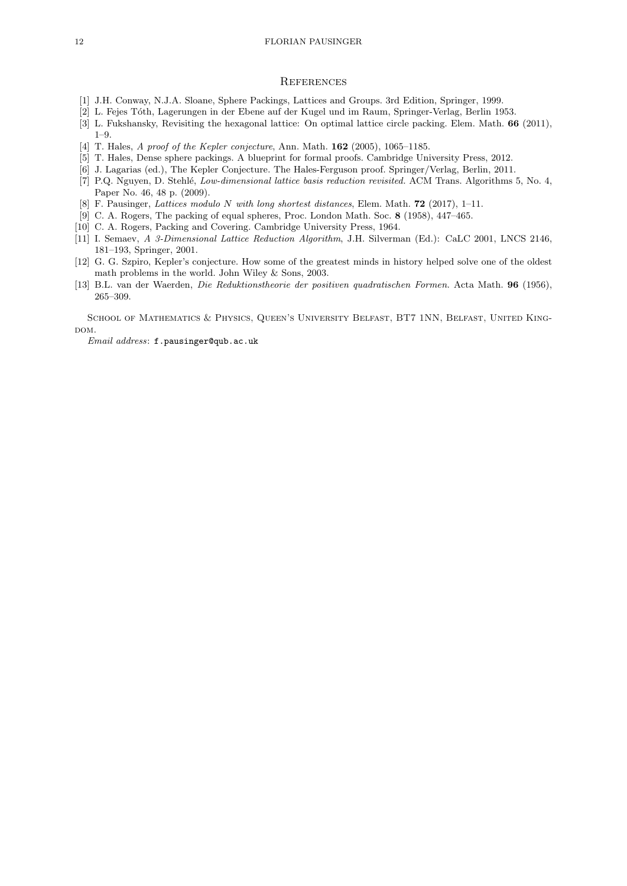## References

[1] J.H. Conway, N.J.A. Sloane, Sphere Packings, Lattices and Groups. 3rd Edition, Springer, 1999.

[2] L. Fejes Tóth, Lagerungen in der Ebene auf der Kugel und im Raum, Springer-Verlag, Berlin 1953.

[3] L. Fukshansky, Revisiting the hexagonal lattice: On optimal lattice circle packing. Elem. Math. **66** (2011), 1–9.

[4] T. Hales, *A proof of the Kepler conjecture*, Ann. Math. **162** (2005), 1065–1185.

[5] T. Hales, Dense sphere packings. A blueprint for formal proofs. Cambridge University Press, 2012.

[6] J. Lagarias (ed.), The Kepler Conjecture. The Hales-Ferguson proof. Springer/Verlag, Berlin, 2011.

[7] P.Q. Nguyen, D. Stehlé, *Low-dimensional lattice basis reduction revisited.* ACM Trans. Algorithms 5, No. 4, Paper No. 46, 48 p. (2009).

[8] F. Pausinger, *Lattices modulo N with long shortest distances*, Elem. Math. **72** (2017), 1–11.

[9] C. A. Rogers, The packing of equal spheres, Proc. London Math. Soc. **8** (1958), 447–465.

[10] C. A. Rogers, Packing and Covering. Cambridge University Press, 1964.

[11] I. Semaev, *A 3-Dimensional Lattice Reduction Algorithm*, J.H. Silverman (Ed.): CaLC 2001, LNCS 2146, 181–193, Springer, 2001.

[12] G. G. Szpiro, Kepler's conjecture. How some of the greatest minds in history helped solve one of the oldest math problems in the world. John Wiley & Sons, 2003.

[13] B.L. van der Waerden, *Die Reduktionstheorie der positiven quadratischen Formen.* Acta Math. **96** (1956), 265–309.

School of Mathematics & Physics, Queen's University Belfast, BT7 1NN, Belfast, United Kingdom.

*Email address*: f.pausinger@qub.ac.uk